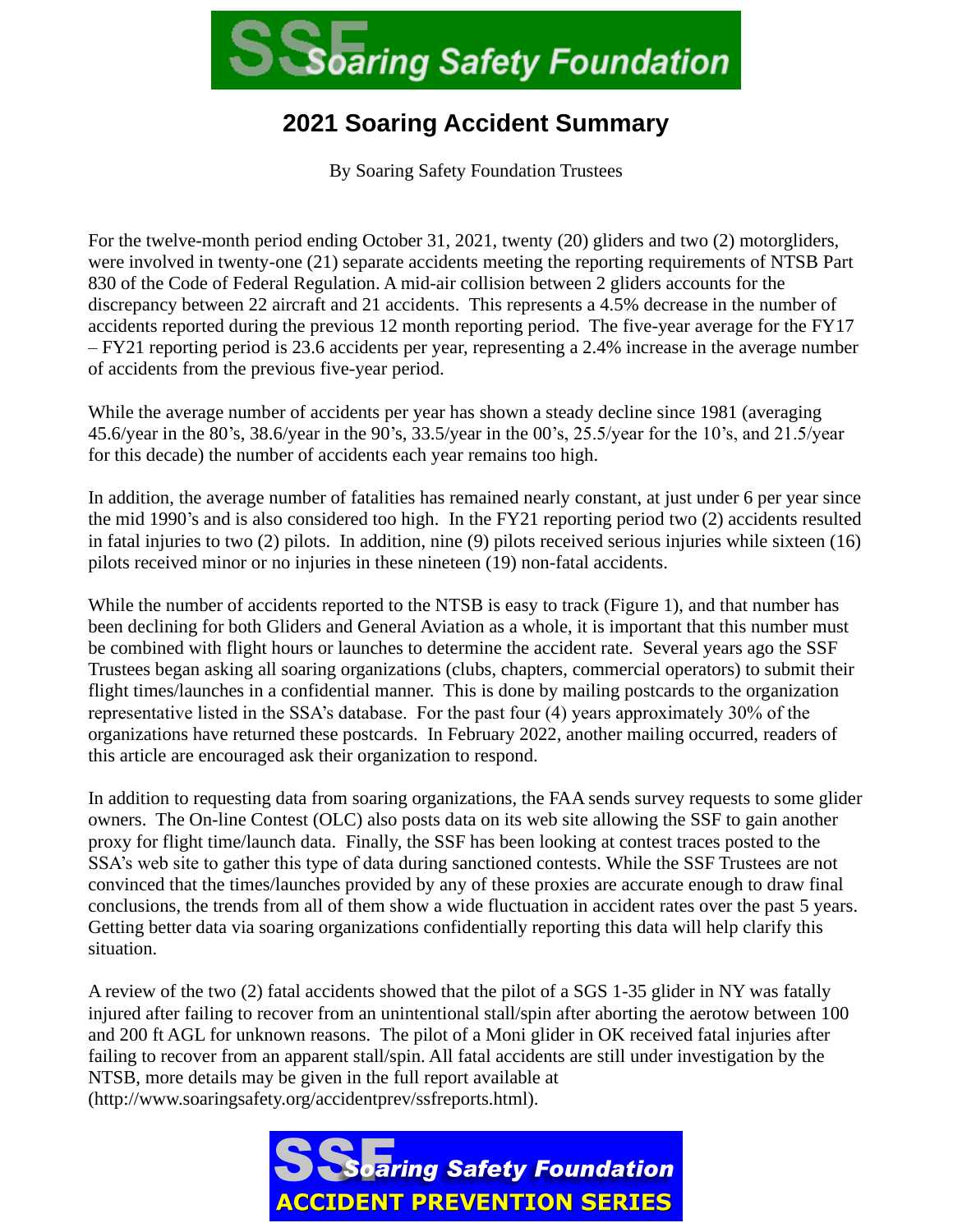Soaring Safety Foundation

# 2021 Soaring Accident Summary

By Soaring Safety Foundation Trustees

For the twelve-month period ending October 31, 2021, twenty (20) gliders and two (2) motorgliders, were involved in twenty-one (21) separate accidents meeting the reporting requirements of NTSB Part 830 of the Code of Federal Regulation. A mid-air collision between 2 gliders accounts for the discrepancy between 22 aircraft and 21 accidents. This represents a 4.5% decrease in the number of accidents reported during the previous 12 month reporting period. The five-year average for the FY17 – FY21 reporting period is 23.6 accidents per year, representing a 2.4% increase in the average number of accidents from the previous five-year period.

While the average number of accidents per year has shown a steady decline since 1981 (averaging 45.6/year in the 80's, 38.6/year in the 90's, 33.5/year in the 00's, 25.5/year for the 10's, and 21.5/year for this decade) the number of accidents each year remains too high.

In addition, the average number of fatalities has remained nearly constant, at just under 6 per year since the mid 1990's and is also considered too high. In the FY21 reporting period two (2) accidents resulted in fatal injuries to two (2) pilots. In addition, nine (9) pilots received serious injuries while sixteen (16) pilots received minor or no injuries in these nineteen (19) non-fatal accidents.

While the number of accidents reported to the NTSB is easy to track (Figure 1), and that number has been declining for both Gliders and General Aviation as a whole, it is important that this number must be combined with flight hours or launches to determine the accident rate. Several years ago the SSF Trustees began asking all soaring organizations (clubs, chapters, commercial operators) to submit their flight times/launches in a confidential manner. This is done by mailing postcards to the organization representative listed in the SSA's database. For the past four (4) years approximately 30% of the organizations have returned these postcards. In February 2022, another mailing occurred, readers of this article are encouraged ask their organization to respond.

In addition to requesting data from soaring organizations, the FAA sends survey requests to some glider owners. The On-line Contest (OLC) also posts data on its web site allowing the SSF to gain another proxy for flight time/launch data. Finally, the SSF has been looking at contest traces posted to the SSA's web site to gather this type of data during sanctioned contests. While the SSF Trustees are not convinced that the times/launches provided by any of these proxies are accurate enough to draw final conclusions, the trends from all of them show a wide fluctuation in accident rates over the past 5 years. Getting better data via soaring organizations confidentially reporting this data will help clarify this situation.

A review of the two (2) fatal accidents showed that the pilot of a SGS 1-35 glider in NY was fatally injured after failing to recover from an unintentional stall/spin after aborting the aerotow between 100 and 200 ft AGL for unknown reasons. The pilot of a Moni glider in OK received fatal injuries after failing to recover from an apparent stall/spin. All fatal accidents are still under investigation by the NTSB, more details may be given in the full report available at (http://www.soaringsafety.org/accidentprev/ssfreports.html).

Soaring Safety Foundation
ACCIDENT PREVENTION SERIES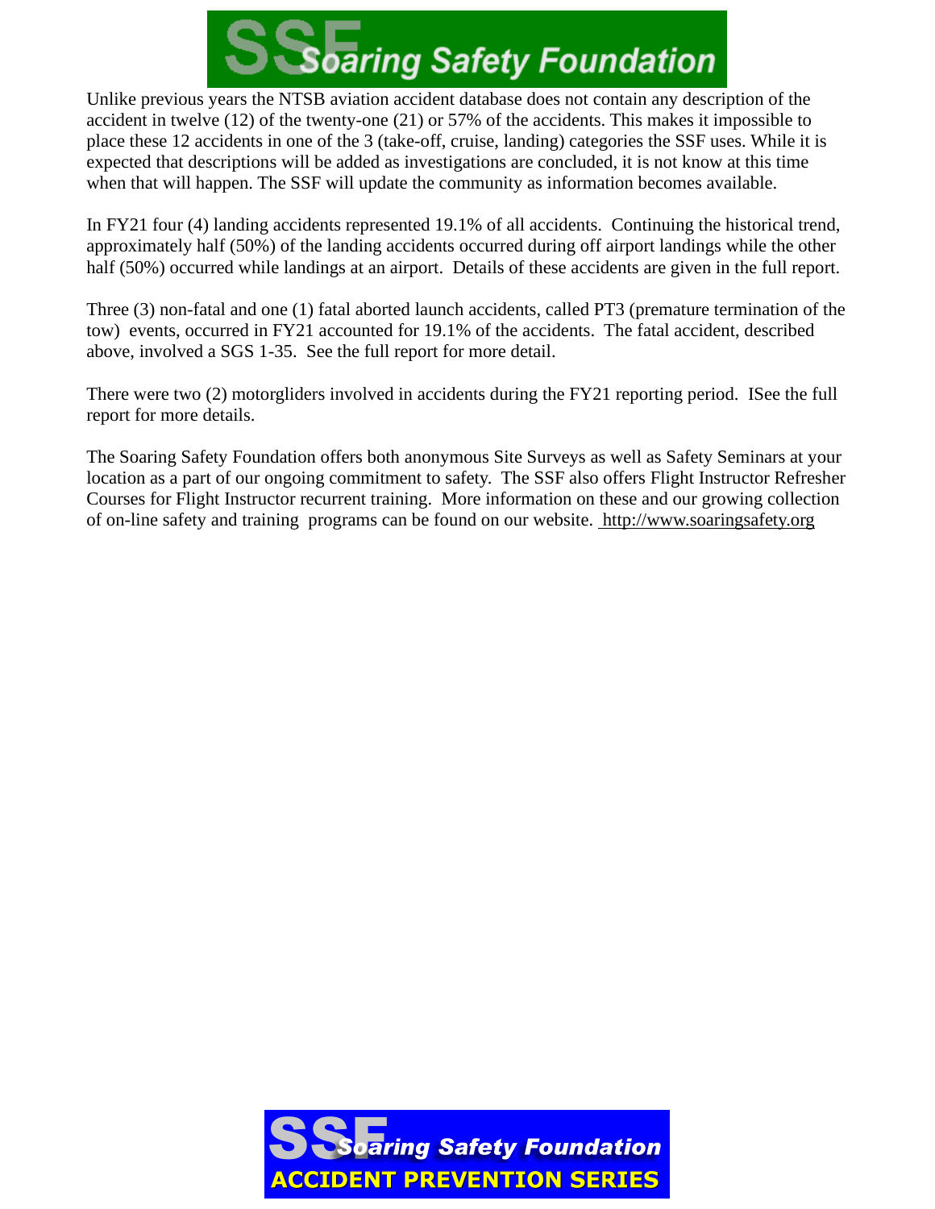Unlike previous years the NTSB aviation accident database does not contain any description of the accident in twelve (12) of the twenty-one (21) or 57% of the accidents. This makes it impossible to place these 12 accidents in one of the 3 (take-off, cruise, landing) categories the SSF uses. While it is expected that descriptions will be added as investigations are concluded, it is not know at this time when that will happen. The SSF will update the community as information becomes available.

In FY21 four (4) landing accidents represented 19.1% of all accidents. Continuing the historical trend, approximately half (50%) of the landing accidents occurred during off airport landings while the other half (50%) occurred while landings at an airport. Details of these accidents are given in the full report.

Three (3) non-fatal and one (1) fatal aborted launch accidents, called PT3 (premature termination of the tow) events, occurred in FY21 accounted for 19.1% of the accidents. The fatal accident, described above, involved a SGS 1-35. See the full report for more detail.

There were two (2) motorgliders involved in accidents during the FY21 reporting period. ISee the full report for more details.

The Soaring Safety Foundation offers both anonymous Site Surveys as well as Safety Seminars at your location as a part of our ongoing commitment to safety. The SSF also offers Flight Instructor Refresher Courses for Flight Instructor recurrent training. More information on these and our growing collection of on-line safety and training programs can be found on our website. http://www.soaringsafety.org